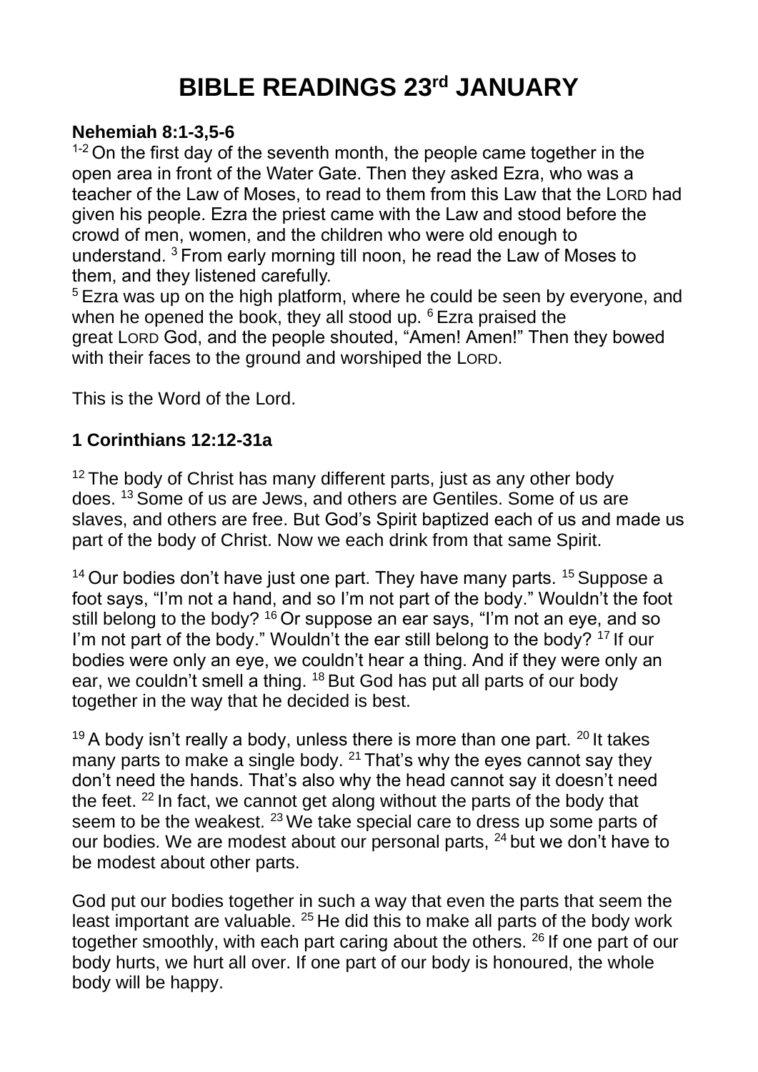# BIBLE READINGS 23rd JANUARY

**Nehemiah 8:1-3,5-6**

[1-2] On the first day of the seventh month, the people came together in the open area in front of the Water Gate. Then they asked Ezra, who was a teacher of the Law of Moses, to read to them from this Law that the LORD had given his people. Ezra the priest came with the Law and stood before the crowd of men, women, and the children who were old enough to understand. [3] From early morning till noon, he read the Law of Moses to them, and they listened carefully.

[5] Ezra was up on the high platform, where he could be seen by everyone, and when he opened the book, they all stood up. [6] Ezra praised the great LORD God, and the people shouted, "Amen! Amen!" Then they bowed with their faces to the ground and worshiped the LORD.

This is the Word of the Lord.

**1 Corinthians 12:12-31a**

[12] The body of Christ has many different parts, just as any other body does. [13] Some of us are Jews, and others are Gentiles. Some of us are slaves, and others are free. But God's Spirit baptized each of us and made us part of the body of Christ. Now we each drink from that same Spirit.

[14] Our bodies don't have just one part. They have many parts. [15] Suppose a foot says, "I'm not a hand, and so I'm not part of the body." Wouldn't the foot still belong to the body? [16] Or suppose an ear says, "I'm not an eye, and so I'm not part of the body." Wouldn't the ear still belong to the body? [17] If our bodies were only an eye, we couldn't hear a thing. And if they were only an ear, we couldn't smell a thing. [18] But God has put all parts of our body together in the way that he decided is best.

[19] A body isn't really a body, unless there is more than one part. [20] It takes many parts to make a single body. [21] That's why the eyes cannot say they don't need the hands. That's also why the head cannot say it doesn't need the feet. [22] In fact, we cannot get along without the parts of the body that seem to be the weakest. [23] We take special care to dress up some parts of our bodies. We are modest about our personal parts, [24] but we don't have to be modest about other parts.

God put our bodies together in such a way that even the parts that seem the least important are valuable. [25] He did this to make all parts of the body work together smoothly, with each part caring about the others. [26] If one part of our body hurts, we hurt all over. If one part of our body is honoured, the whole body will be happy.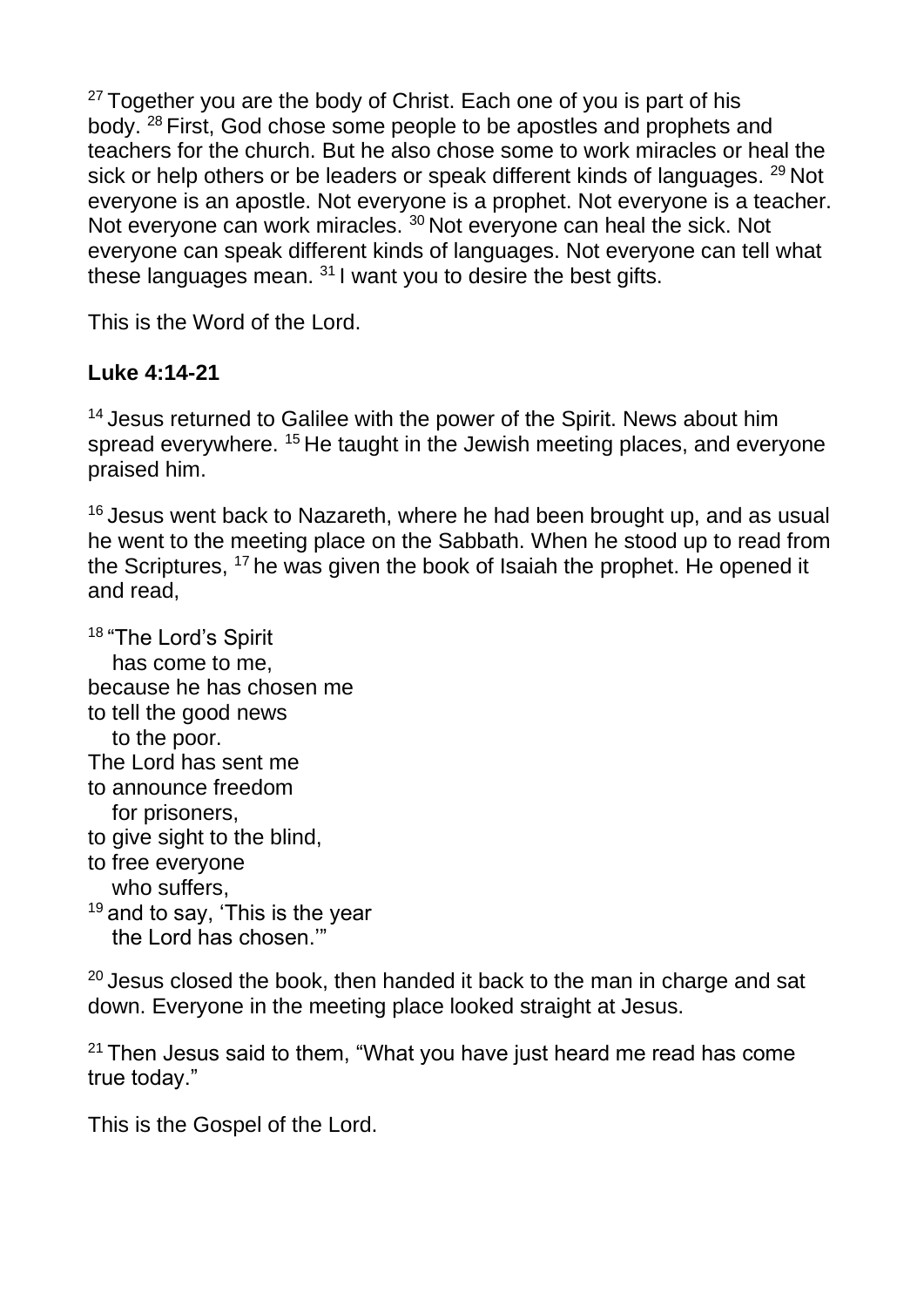[27] Together you are the body of Christ. Each one of you is part of his body. [28] First, God chose some people to be apostles and prophets and teachers for the church. But he also chose some to work miracles or heal the sick or help others or be leaders or speak different kinds of languages. [29] Not everyone is an apostle. Not everyone is a prophet. Not everyone is a teacher. Not everyone can work miracles. [30] Not everyone can heal the sick. Not everyone can speak different kinds of languages. Not everyone can tell what these languages mean. [31] I want you to desire the best gifts.

This is the Word of the Lord.

**Luke 4:14-21**

[14] Jesus returned to Galilee with the power of the Spirit. News about him spread everywhere. [15] He taught in the Jewish meeting places, and everyone praised him.

[16] Jesus went back to Nazareth, where he had been brought up, and as usual he went to the meeting place on the Sabbath. When he stood up to read from the Scriptures, [17] he was given the book of Isaiah the prophet. He opened it and read,

[18] "The Lord's Spirit  
   has come to me,  
because he has chosen me  
to tell the good news  
   to the poor.  
The Lord has sent me  
to announce freedom  
   for prisoners,  
to give sight to the blind,  
to free everyone  
   who suffers,  
[19] and to say, 'This is the year  
   the Lord has chosen.'"

[20] Jesus closed the book, then handed it back to the man in charge and sat down. Everyone in the meeting place looked straight at Jesus.

[21] Then Jesus said to them, "What you have just heard me read has come true today."

This is the Gospel of the Lord.